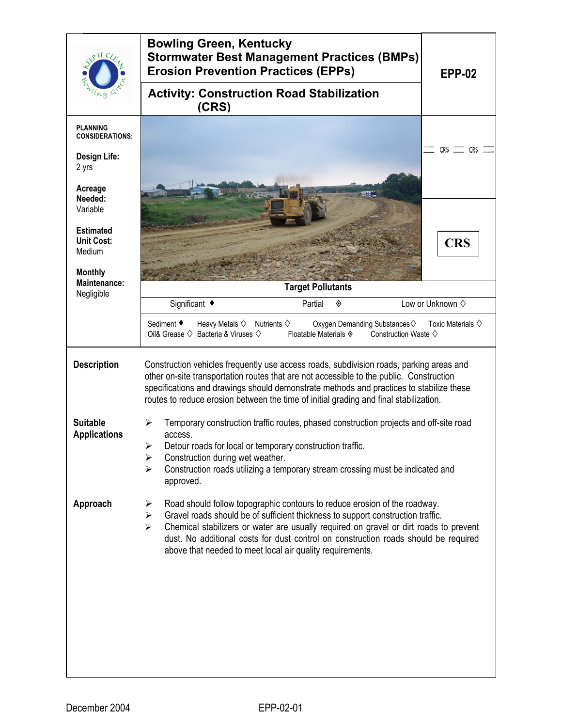# Bowling Green, Kentucky
# Stormwater Best Management Practices (BMPs)
# Erosion Prevention Practices (EPPs)

**EPP-02**

## Activity: Construction Road Stabilization (CRS)

CRS — CRS

**CRS**

**PLANNING CONSIDERATIONS:**

**Design Life:**
2 yrs

**Acreage Needed:**
Variable

**Estimated Unit Cost:**
Medium

**Monthly Maintenance:**
Negligible

### Target Pollutants

Significant ♦ Partial ◈ Low or Unknown ◇

Sediment ♦ Heavy Metals ◇ Nutrients ◇ Oxygen Demanding Substances ◇ Toxic Materials ◇
Oil& Grease ◇ Bacteria & Viruses ◇ Floatable Materials ◈ Construction Waste ◇

### Description

Construction vehicles frequently use access roads, subdivision roads, parking areas and other on-site transportation routes that are not accessible to the public. Construction specifications and drawings should demonstrate methods and practices to stabilize these routes to reduce erosion between the time of initial grading and final stabilization.

### Suitable Applications

- Temporary construction traffic routes, phased construction projects and off-site road access.
- Detour roads for local or temporary construction traffic.
- Construction during wet weather.
- Construction roads utilizing a temporary stream crossing must be indicated and approved.

### Approach

- Road should follow topographic contours to reduce erosion of the roadway.
- Gravel roads should be of sufficient thickness to support construction traffic.
- Chemical stabilizers or water are usually required on gravel or dirt roads to prevent dust. No additional costs for dust control on construction roads should be required above that needed to meet local air quality requirements.

December 2004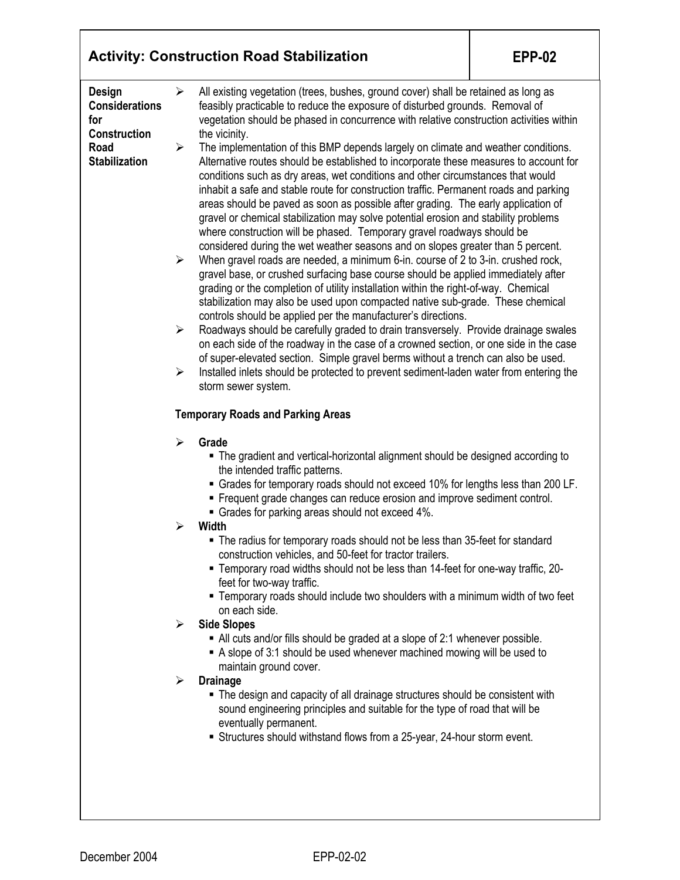## Activity: Construction Road Stabilization — EPP-02

### Design Considerations for Construction Road Stabilization

- All existing vegetation (trees, bushes, ground cover) shall be retained as long as feasibly practicable to reduce the exposure of disturbed grounds. Removal of vegetation should be phased in concurrence with relative construction activities within the vicinity.
- The implementation of this BMP depends largely on climate and weather conditions. Alternative routes should be established to incorporate these measures to account for conditions such as dry areas, wet conditions and other circumstances that would inhabit a safe and stable route for construction traffic. Permanent roads and parking areas should be paved as soon as possible after grading. The early application of gravel or chemical stabilization may solve potential erosion and stability problems where construction will be phased. Temporary gravel roadways should be considered during the wet weather seasons and on slopes greater than 5 percent.
- When gravel roads are needed, a minimum 6-in. course of 2 to 3-in. crushed rock, gravel base, or crushed surfacing base course should be applied immediately after grading or the completion of utility installation within the right-of-way. Chemical stabilization may also be used upon compacted native sub-grade. These chemical controls should be applied per the manufacturer's directions.
- Roadways should be carefully graded to drain transversely. Provide drainage swales on each side of the roadway in the case of a crowned section, or one side in the case of super-elevated section. Simple gravel berms without a trench can also be used.
- Installed inlets should be protected to prevent sediment-laden water from entering the storm sewer system.

**Temporary Roads and Parking Areas**

- **Grade**
  - The gradient and vertical-horizontal alignment should be designed according to the intended traffic patterns.
  - Grades for temporary roads should not exceed 10% for lengths less than 200 LF.
  - Frequent grade changes can reduce erosion and improve sediment control.
  - Grades for parking areas should not exceed 4%.
- **Width**
  - The radius for temporary roads should not be less than 35-feet for standard construction vehicles, and 50-feet for tractor trailers.
  - Temporary road widths should not be less than 14-feet for one-way traffic, 20-feet for two-way traffic.
  - Temporary roads should include two shoulders with a minimum width of two feet on each side.
- **Side Slopes**
  - All cuts and/or fills should be graded at a slope of 2:1 whenever possible.
  - A slope of 3:1 should be used whenever machined mowing will be used to maintain ground cover.
- **Drainage**
  - The design and capacity of all drainage structures should be consistent with sound engineering principles and suitable for the type of road that will be eventually permanent.
  - Structures should withstand flows from a 25-year, 24-hour storm event.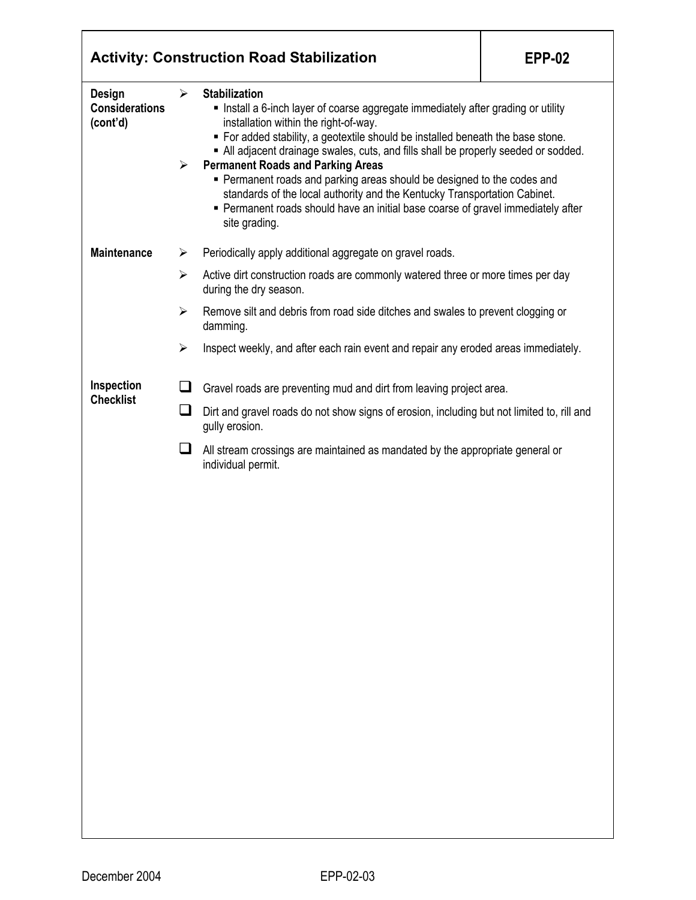## Activity: Construction Road Stabilization — EPP-02

### Design Considerations (cont'd)

- **Stabilization**
  - Install a 6-inch layer of coarse aggregate immediately after grading or utility installation within the right-of-way.
  - For added stability, a geotextile should be installed beneath the base stone.
  - All adjacent drainage swales, cuts, and fills shall be properly seeded or sodded.
- **Permanent Roads and Parking Areas**
  - Permanent roads and parking areas should be designed to the codes and standards of the local authority and the Kentucky Transportation Cabinet.
  - Permanent roads should have an initial base coarse of gravel immediately after site grading.

### Maintenance

- Periodically apply additional aggregate on gravel roads.
- Active dirt construction roads are commonly watered three or more times per day during the dry season.
- Remove silt and debris from road side ditches and swales to prevent clogging or damming.
- Inspect weekly, and after each rain event and repair any eroded areas immediately.

### Inspection Checklist

- [ ] Gravel roads are preventing mud and dirt from leaving project area.
- [ ] Dirt and gravel roads do not show signs of erosion, including but not limited to, rill and gully erosion.
- [ ] All stream crossings are maintained as mandated by the appropriate general or individual permit.